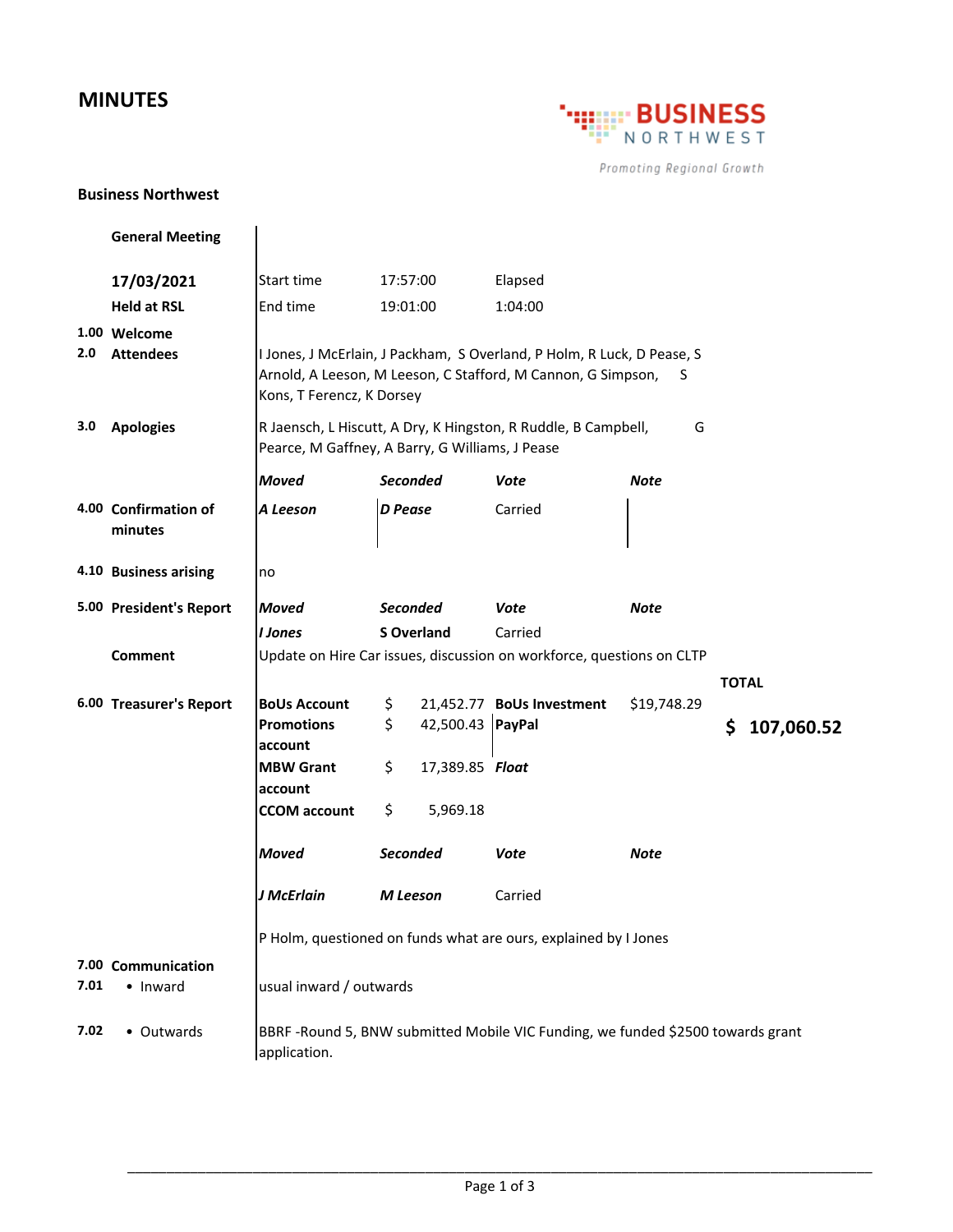# MINUTES

BUSINESS NORTHWEST
Promoting Regional Growth

**Business Northwest**

**General Meeting**

| | | | | |
|---|---|---|---|---|
| **17/03/2021** | Start time | 17:57:00 | Elapsed | |
| **Held at RSL** | End time | 19:01:00 | 1:04:00 | |

**1.00 Welcome**

**2.0 Attendees**

I Jones, J McErlain, J Packham, S Overland, P Holm, R Luck, D Pease, S Arnold, A Leeson, M Leeson, C Stafford, M Cannon, G Simpson, S Kons, T Ferencz, K Dorsey

**3.0 Apologies**

R Jaensch, L Hiscutt, A Dry, K Hingston, R Ruddle, B Campbell, G Pearce, M Gaffney, A Barry, G Williams, J Pease

**4.00 Confirmation of minutes**

| *Moved* | *Seconded* | *Vote* | *Note* |
|---|---|---|---|
| *A Leeson* | *D Pease* | Carried | |

**4.10 Business arising**

no

**5.00 President's Report**

| *Moved* | *Seconded* | *Vote* | *Note* |
|---|---|---|---|
| *I Jones* | **S Overland** | Carried | |

**Comment**

Update on Hire Car issues, discussion on workforce, questions on CLTP

**6.00 Treasurer's Report**

| | | | | **TOTAL** |
|---|---|---|---|---|
| **BoUs Account** | $ 21,452.77 | **BoUs Investment** | $19,748.29 | |
| **Promotions account** | $ 42,500.43 | **PayPal** | | **$ 107,060.52** |
| **MBW Grant account** | $ 17,389.85 | ***Float*** | | |
| **CCOM account** | $ 5,969.18 | | | |

| *Moved* | *Seconded* | *Vote* | *Note* |
|---|---|---|---|
| *J McErlain* | *M Leeson* | Carried | |

P Holm, questioned on funds what are ours, explained by I Jones

**7.00 Communication**

**7.01** • Inward

usual inward / outwards

**7.02** • Outwards

BBRF -Round 5, BNW submitted Mobile VIC Funding, we funded $2500 towards grant application.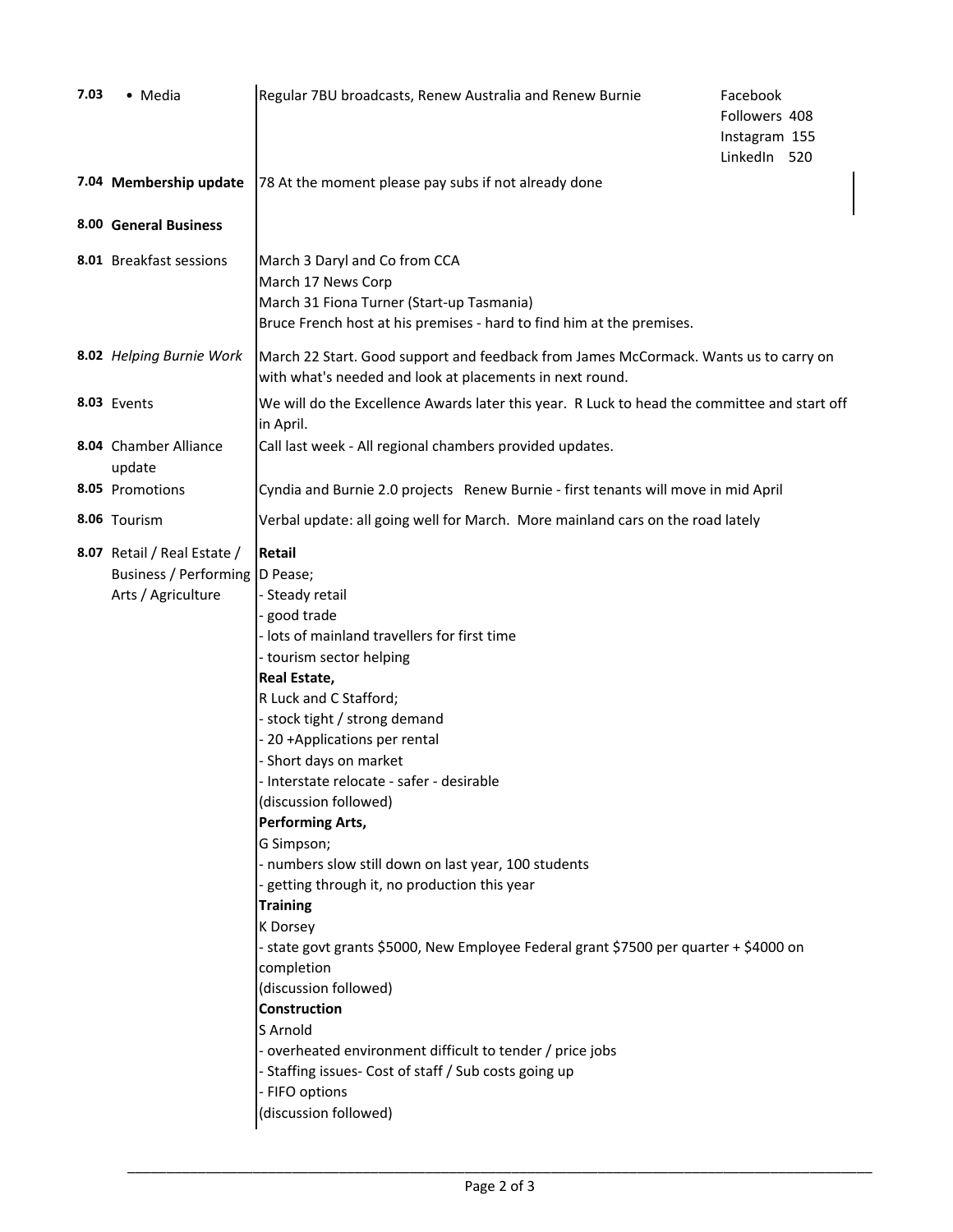| | | | |
|---|---|---|---|
| **7.03** | • Media | Regular 7BU broadcasts, Renew Australia and Renew Burnie | Facebook<br>Followers 408<br>Instagram 155<br>LinkedIn 520 |
| **7.04** | **Membership update** | 78 At the moment please pay subs if not already done | |
| **8.00** | **General Business** | | |
| **8.01** | Breakfast sessions | March 3 Daryl and Co from CCA<br>March 17 News Corp<br>March 31 Fiona Turner (Start-up Tasmania)<br>Bruce French host at his premises - hard to find him at the premises. | |
| **8.02** | *Helping Burnie Work* | March 22 Start. Good support and feedback from James McCormack. Wants us to carry on with what's needed and look at placements in next round. | |
| **8.03** | Events | We will do the Excellence Awards later this year. R Luck to head the committee and start off in April. | |
| **8.04** | Chamber Alliance update | Call last week - All regional chambers provided updates. | |
| **8.05** | Promotions | Cyndia and Burnie 2.0 projects Renew Burnie - first tenants will move in mid April | |
| **8.06** | Tourism | Verbal update: all going well for March. More mainland cars on the road lately | |
| **8.07** | Retail / Real Estate / Business / Performing Arts / Agriculture | **Retail**<br>D Pease;<br>- Steady retail<br>- good trade<br>- lots of mainland travellers for first time<br>- tourism sector helping<br>**Real Estate,**<br>R Luck and C Stafford;<br>- stock tight / strong demand<br>- 20 +Applications per rental<br>- Short days on market<br>- Interstate relocate - safer - desirable<br>(discussion followed)<br>**Performing Arts,**<br>G Simpson;<br>- numbers slow still down on last year, 100 students<br>- getting through it, no production this year<br>**Training**<br>K Dorsey<br>- state govt grants $5000, New Employee Federal grant $7500 per quarter + $4000 on completion<br>(discussion followed)<br>**Construction**<br>S Arnold<br>- overheated environment difficult to tender / price jobs<br>- Staffing issues- Cost of staff / Sub costs going up<br>- FIFO options<br>(discussion followed) | |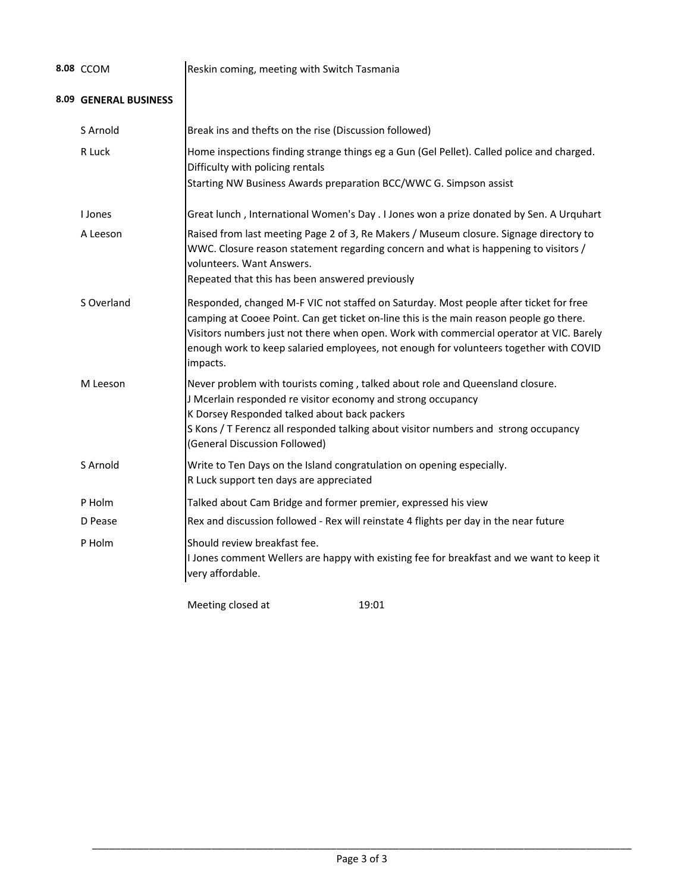| | | |
|---|---|---|
| **8.08** | CCOM | Reskin coming, meeting with Switch Tasmania |
| **8.09** | **GENERAL BUSINESS** | |
| | S Arnold | Break ins and thefts on the rise (Discussion followed) |
| | R Luck | Home inspections finding strange things eg a Gun (Gel Pellet). Called police and charged.<br>Difficulty with policing rentals<br>Starting NW Business Awards preparation BCC/WWC G. Simpson assist |
| | I Jones | Great lunch , International Women's Day . I Jones won a prize donated by Sen. A Urquhart |
| | A Leeson | Raised from last meeting Page 2 of 3, Re Makers / Museum closure. Signage directory to WWC. Closure reason statement regarding concern and what is happening to visitors / volunteers. Want Answers.<br>Repeated that this has been answered previously |
| | S Overland | Responded, changed M-F VIC not staffed on Saturday. Most people after ticket for free camping at Cooee Point. Can get ticket on-line this is the main reason people go there. Visitors numbers just not there when open. Work with commercial operator at VIC. Barely enough work to keep salaried employees, not enough for volunteers together with COVID impacts. |
| | M Leeson | Never problem with tourists coming , talked about role and Queensland closure.<br>J Mcerlain responded re visitor economy and strong occupancy<br>K Dorsey Responded talked about back packers<br>S Kons / T Ferencz all responded talking about visitor numbers and strong occupancy (General Discussion Followed) |
| | S Arnold | Write to Ten Days on the Island congratulation on opening especially.<br>R Luck support ten days are appreciated |
| | P Holm | Talked about Cam Bridge and former premier, expressed his view |
| | D Pease | Rex and discussion followed - Rex will reinstate 4 flights per day in the near future |
| | P Holm | Should review breakfast fee.<br>I Jones comment Wellers are happy with existing fee for breakfast and we want to keep it very affordable. |

Meeting closed at 19:01